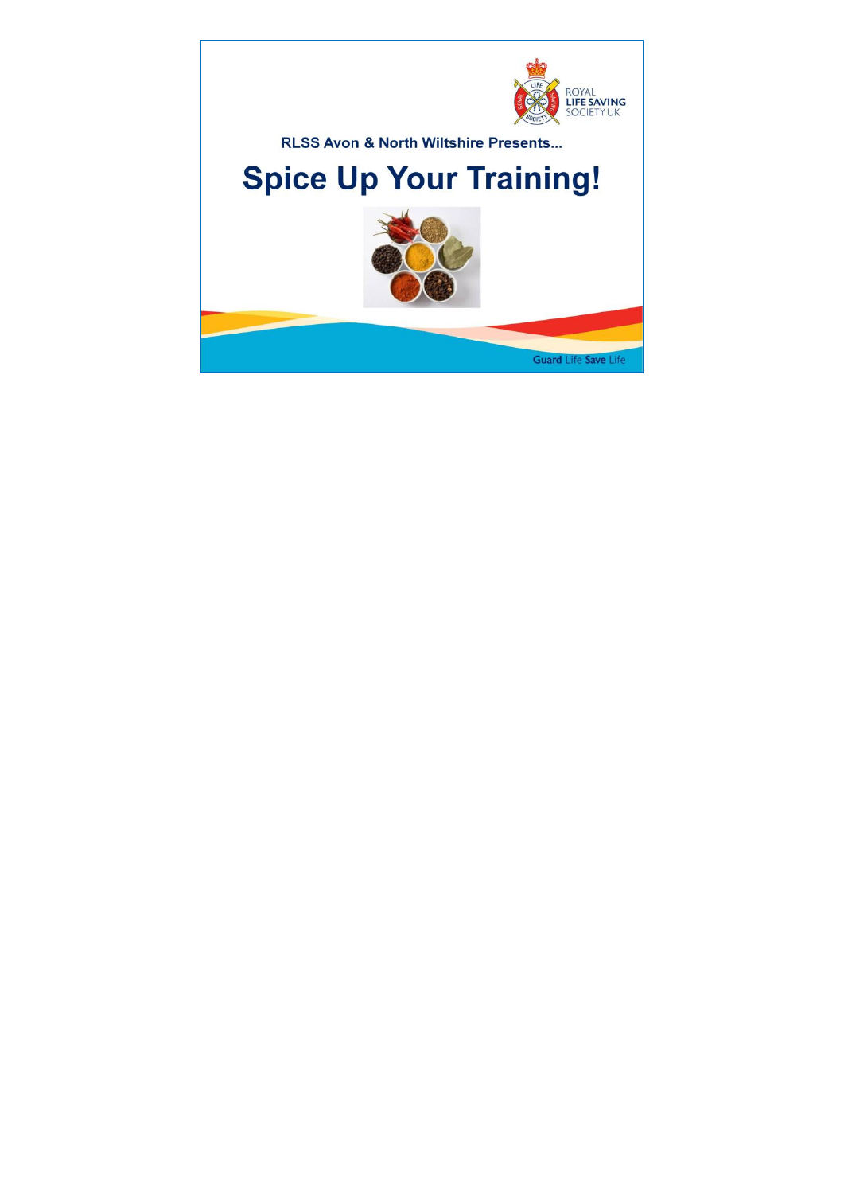ROYAL LIFE SAVING SOCIETY UK

RLSS Avon & North Wiltshire Presents...

# Spice Up Your Training!

Guard Life Save Life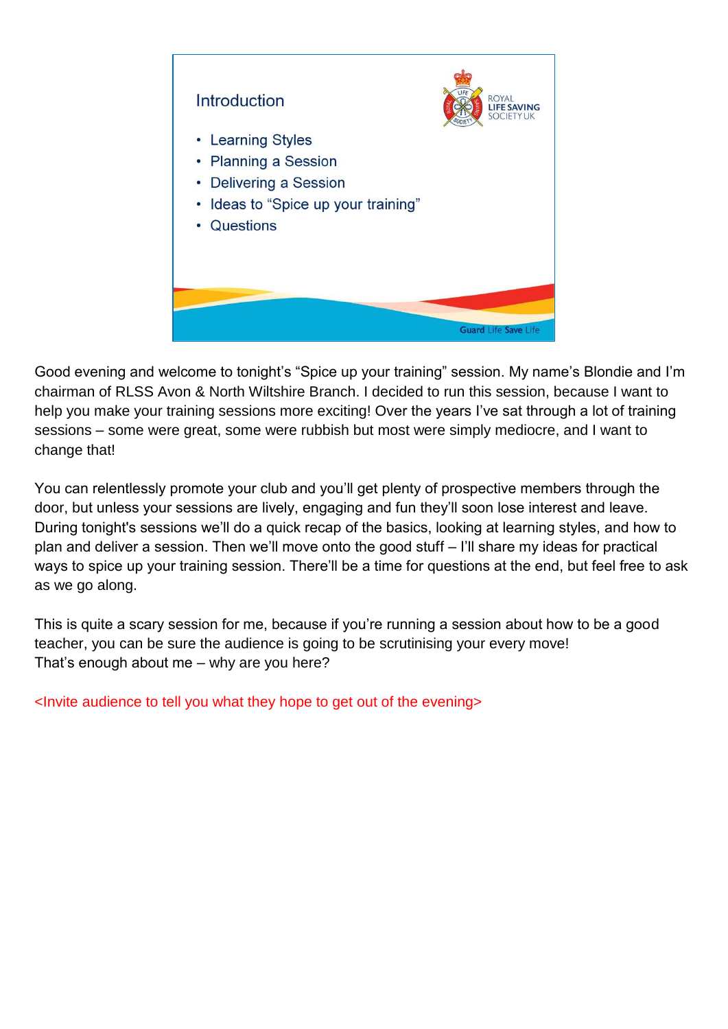## Introduction

ROYAL LIFE SAVING SOCIETY UK

- Learning Styles
- Planning a Session
- Delivering a Session
- Ideas to "Spice up your training"
- Questions

Guard Life Save Life

Good evening and welcome to tonight's "Spice up your training" session. My name's Blondie and I'm chairman of RLSS Avon & North Wiltshire Branch. I decided to run this session, because I want to help you make your training sessions more exciting! Over the years I've sat through a lot of training sessions – some were great, some were rubbish but most were simply mediocre, and I want to change that!

You can relentlessly promote your club and you'll get plenty of prospective members through the door, but unless your sessions are lively, engaging and fun they'll soon lose interest and leave. During tonight's sessions we'll do a quick recap of the basics, looking at learning styles, and how to plan and deliver a session. Then we'll move onto the good stuff – I'll share my ideas for practical ways to spice up your training session. There'll be a time for questions at the end, but feel free to ask as we go along.

This is quite a scary session for me, because if you're running a session about how to be a good teacher, you can be sure the audience is going to be scrutinising your every move!
That's enough about me – why are you here?

<Invite audience to tell you what they hope to get out of the evening>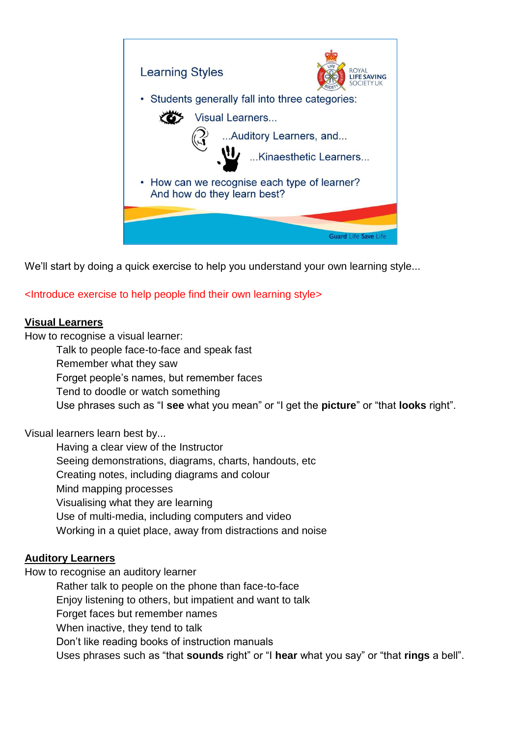Learning Styles

ROYAL LIFE SAVING SOCIETY UK

- Students generally fall into three categories:
  - Visual Learners...
  - ...Auditory Learners, and...
  - ...Kinaesthetic Learners...
- How can we recognise each type of learner? And how do they learn best?

Guard Life Save Life

We'll start by doing a quick exercise to help you understand your own learning style...

<Introduce exercise to help people find their own learning style>

**Visual Learners**

How to recognise a visual learner:

- Talk to people face-to-face and speak fast
- Remember what they saw
- Forget people's names, but remember faces
- Tend to doodle or watch something
- Use phrases such as "I **see** what you mean" or "I get the **picture**" or "that **looks** right".

Visual learners learn best by...

- Having a clear view of the Instructor
- Seeing demonstrations, diagrams, charts, handouts, etc
- Creating notes, including diagrams and colour
- Mind mapping processes
- Visualising what they are learning
- Use of multi-media, including computers and video
- Working in a quiet place, away from distractions and noise

**Auditory Learners**

How to recognise an auditory learner

- Rather talk to people on the phone than face-to-face
- Enjoy listening to others, but impatient and want to talk
- Forget faces but remember names
- When inactive, they tend to talk
- Don't like reading books of instruction manuals
- Uses phrases such as "that **sounds** right" or "I **hear** what you say" or "that **rings** a bell".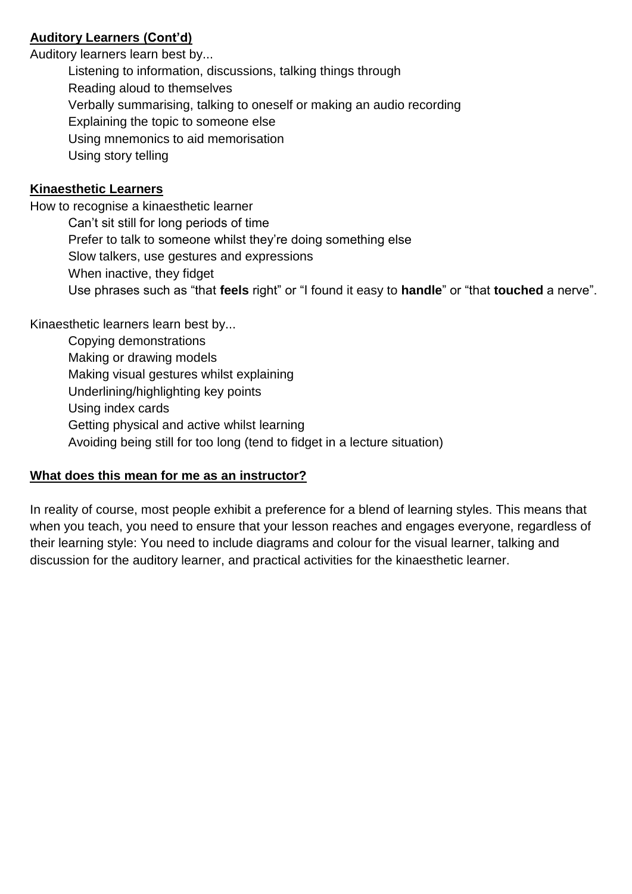**<u>Auditory Learners (Cont'd)</u>**

Auditory learners learn best by...

- Listening to information, discussions, talking things through
- Reading aloud to themselves
- Verbally summarising, talking to oneself or making an audio recording
- Explaining the topic to someone else
- Using mnemonics to aid memorisation
- Using story telling

**<u>Kinaesthetic Learners</u>**

How to recognise a kinaesthetic learner

- Can't sit still for long periods of time
- Prefer to talk to someone whilst they're doing something else
- Slow talkers, use gestures and expressions
- When inactive, they fidget
- Use phrases such as "that **feels** right" or "I found it easy to **handle**" or "that **touched** a nerve".

Kinaesthetic learners learn best by...

- Copying demonstrations
- Making or drawing models
- Making visual gestures whilst explaining
- Underlining/highlighting key points
- Using index cards
- Getting physical and active whilst learning
- Avoiding being still for too long (tend to fidget in a lecture situation)

**<u>What does this mean for me as an instructor?</u>**

In reality of course, most people exhibit a preference for a blend of learning styles. This means that when you teach, you need to ensure that your lesson reaches and engages everyone, regardless of their learning style: You need to include diagrams and colour for the visual learner, talking and discussion for the auditory learner, and practical activities for the kinaesthetic learner.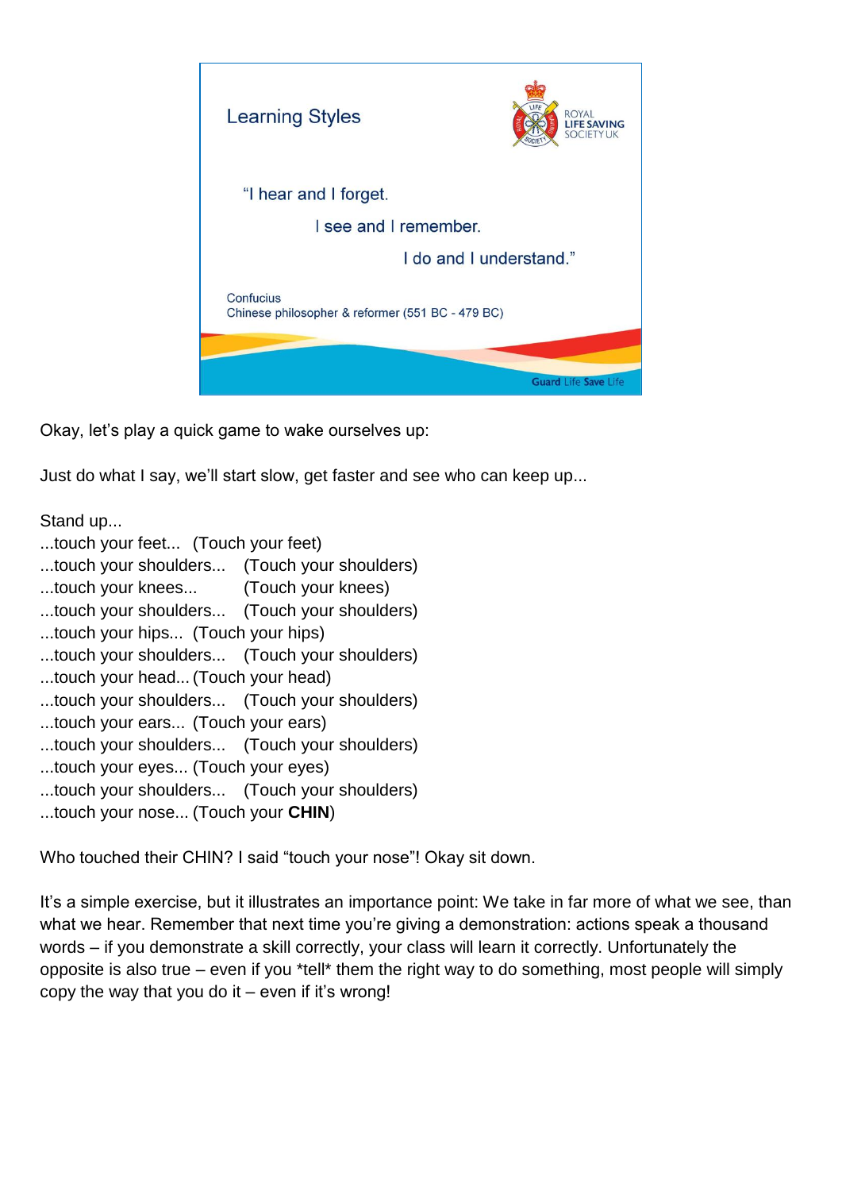## Learning Styles

ROYAL LIFE SAVING SOCIETY UK

"I hear and I forget.

I see and I remember.

I do and I understand."

Confucius
Chinese philosopher & reformer (551 BC - 479 BC)

Guard Life Save Life

Okay, let's play a quick game to wake ourselves up:

Just do what I say, we'll start slow, get faster and see who can keep up...

Stand up...
...touch your feet... (Touch your feet)
...touch your shoulders... (Touch your shoulders)
...touch your knees... (Touch your knees)
...touch your shoulders... (Touch your shoulders)
...touch your hips... (Touch your hips)
...touch your shoulders... (Touch your shoulders)
...touch your head... (Touch your head)
...touch your shoulders... (Touch your shoulders)
...touch your ears... (Touch your ears)
...touch your shoulders... (Touch your shoulders)
...touch your eyes... (Touch your eyes)
...touch your shoulders... (Touch your shoulders)
...touch your nose... (Touch your **CHIN**)

Who touched their CHIN? I said "touch your nose"! Okay sit down.

It's a simple exercise, but it illustrates an importance point: We take in far more of what we see, than what we hear. Remember that next time you're giving a demonstration: actions speak a thousand words – if you demonstrate a skill correctly, your class will learn it correctly. Unfortunately the opposite is also true – even if you *tell* them the right way to do something, most people will simply copy the way that you do it – even if it's wrong!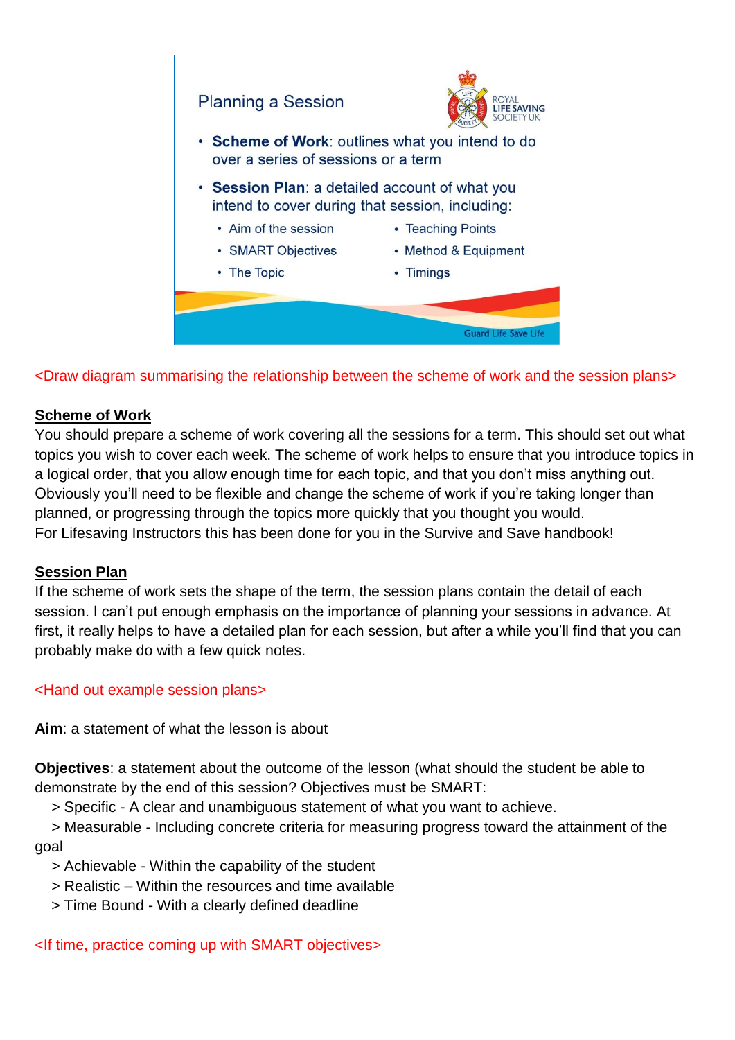Planning a Session

ROYAL LIFE SAVING SOCIETY UK

- **Scheme of Work**: outlines what you intend to do over a series of sessions or a term
- **Session Plan**: a detailed account of what you intend to cover during that session, including:
  - Aim of the session
  - SMART Objectives
  - The Topic
  - Teaching Points
  - Method & Equipment
  - Timings

Guard Life Save Life

<Draw diagram summarising the relationship between the scheme of work and the session plans>

**Scheme of Work**

You should prepare a scheme of work covering all the sessions for a term. This should set out what topics you wish to cover each week. The scheme of work helps to ensure that you introduce topics in a logical order, that you allow enough time for each topic, and that you don't miss anything out. Obviously you'll need to be flexible and change the scheme of work if you're taking longer than planned, or progressing through the topics more quickly that you thought you would.
For Lifesaving Instructors this has been done for you in the Survive and Save handbook!

**Session Plan**

If the scheme of work sets the shape of the term, the session plans contain the detail of each session. I can't put enough emphasis on the importance of planning your sessions in advance. At first, it really helps to have a detailed plan for each session, but after a while you'll find that you can probably make do with a few quick notes.

<Hand out example session plans>

**Aim**: a statement of what the lesson is about

**Objectives**: a statement about the outcome of the lesson (what should the student be able to demonstrate by the end of this session? Objectives must be SMART:

> Specific - A clear and unambiguous statement of what you want to achieve.
> Measurable - Including concrete criteria for measuring progress toward the attainment of the goal
> Achievable - Within the capability of the student
> Realistic – Within the resources and time available
> Time Bound - With a clearly defined deadline

<If time, practice coming up with SMART objectives>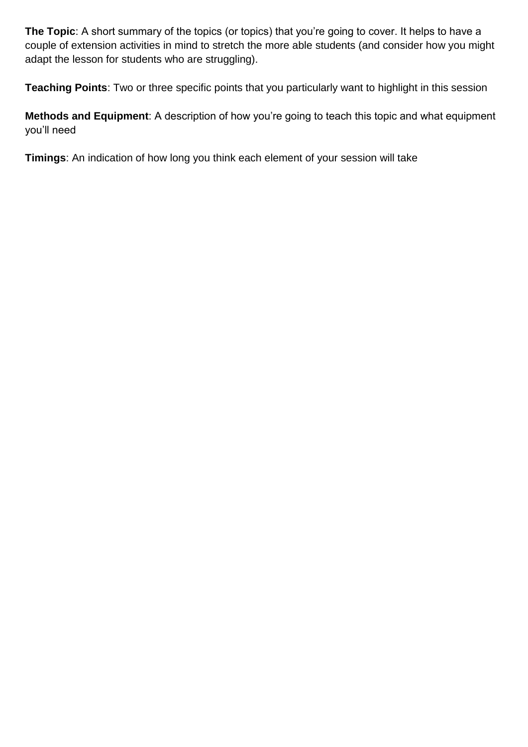**The Topic**: A short summary of the topics (or topics) that you're going to cover. It helps to have a couple of extension activities in mind to stretch the more able students (and consider how you might adapt the lesson for students who are struggling).

**Teaching Points**: Two or three specific points that you particularly want to highlight in this session

**Methods and Equipment**: A description of how you're going to teach this topic and what equipment you'll need

**Timings**: An indication of how long you think each element of your session will take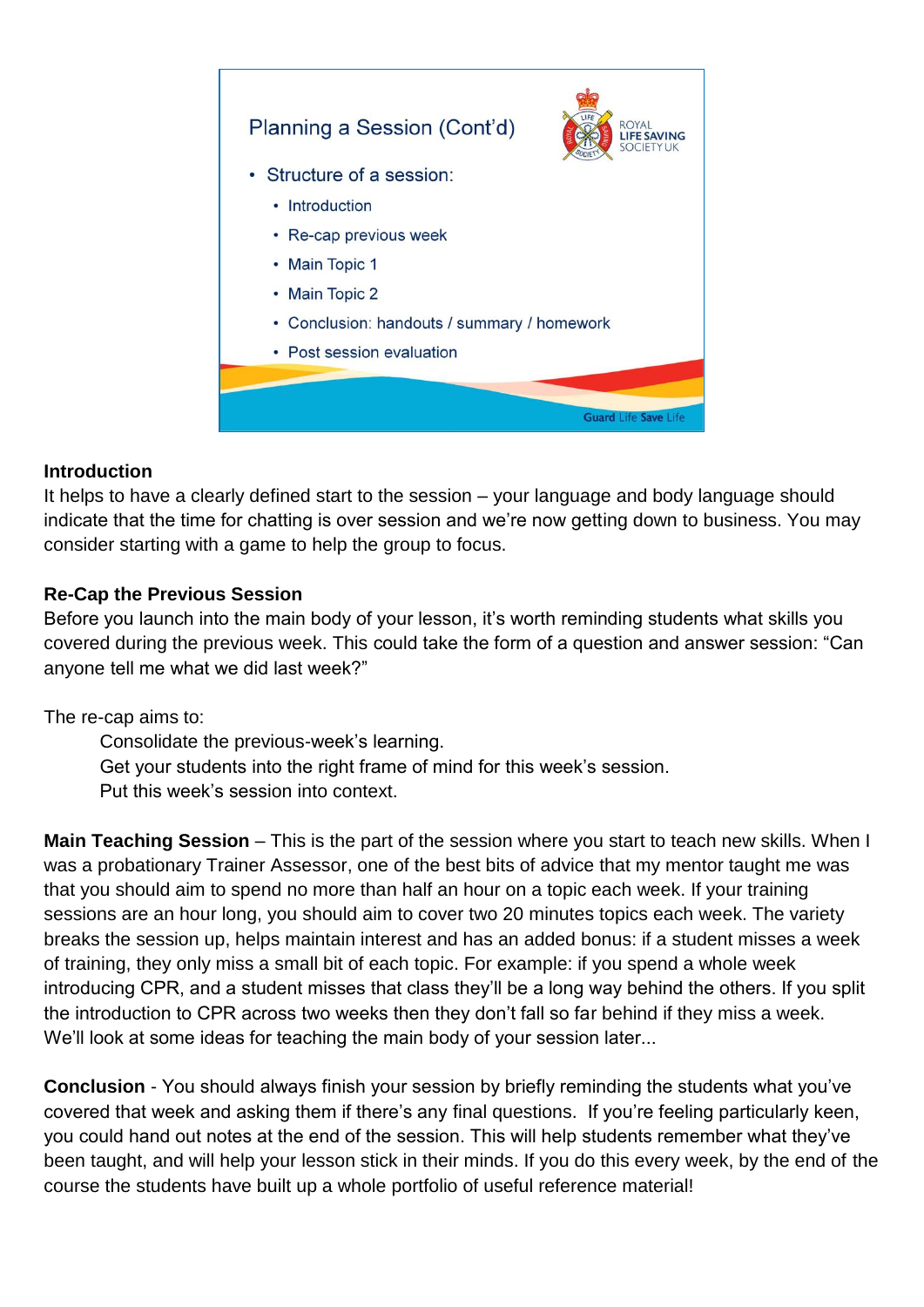Planning a Session (Cont'd)

- Structure of a session:
  - Introduction
  - Re-cap previous week
  - Main Topic 1
  - Main Topic 2
  - Conclusion: handouts / summary / homework
  - Post session evaluation

**Introduction**

It helps to have a clearly defined start to the session – your language and body language should indicate that the time for chatting is over session and we're now getting down to business. You may consider starting with a game to help the group to focus.

**Re-Cap the Previous Session**

Before you launch into the main body of your lesson, it's worth reminding students what skills you covered during the previous week. This could take the form of a question and answer session: "Can anyone tell me what we did last week?"

The re-cap aims to:

Consolidate the previous-week's learning.
Get your students into the right frame of mind for this week's session.
Put this week's session into context.

**Main Teaching Session** – This is the part of the session where you start to teach new skills. When I was a probationary Trainer Assessor, one of the best bits of advice that my mentor taught me was that you should aim to spend no more than half an hour on a topic each week. If your training sessions are an hour long, you should aim to cover two 20 minutes topics each week. The variety breaks the session up, helps maintain interest and has an added bonus: if a student misses a week of training, they only miss a small bit of each topic. For example: if you spend a whole week introducing CPR, and a student misses that class they'll be a long way behind the others. If you split the introduction to CPR across two weeks then they don't fall so far behind if they miss a week. We'll look at some ideas for teaching the main body of your session later...

**Conclusion** - You should always finish your session by briefly reminding the students what you've covered that week and asking them if there's any final questions. If you're feeling particularly keen, you could hand out notes at the end of the session. This will help students remember what they've been taught, and will help your lesson stick in their minds. If you do this every week, by the end of the course the students have built up a whole portfolio of useful reference material!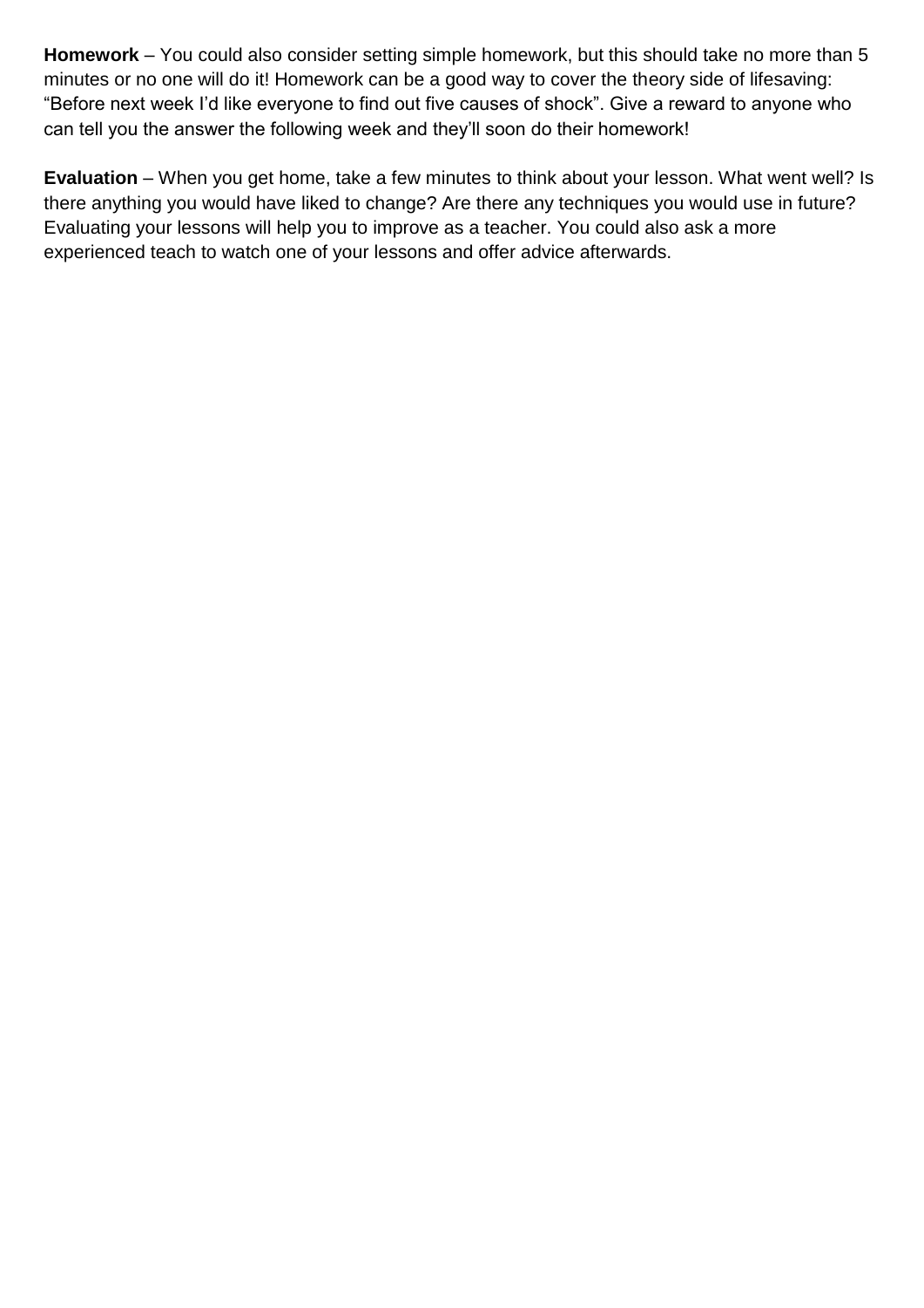**Homework** – You could also consider setting simple homework, but this should take no more than 5 minutes or no one will do it! Homework can be a good way to cover the theory side of lifesaving: "Before next week I'd like everyone to find out five causes of shock". Give a reward to anyone who can tell you the answer the following week and they'll soon do their homework!

**Evaluation** – When you get home, take a few minutes to think about your lesson. What went well? Is there anything you would have liked to change? Are there any techniques you would use in future? Evaluating your lessons will help you to improve as a teacher. You could also ask a more experienced teach to watch one of your lessons and offer advice afterwards.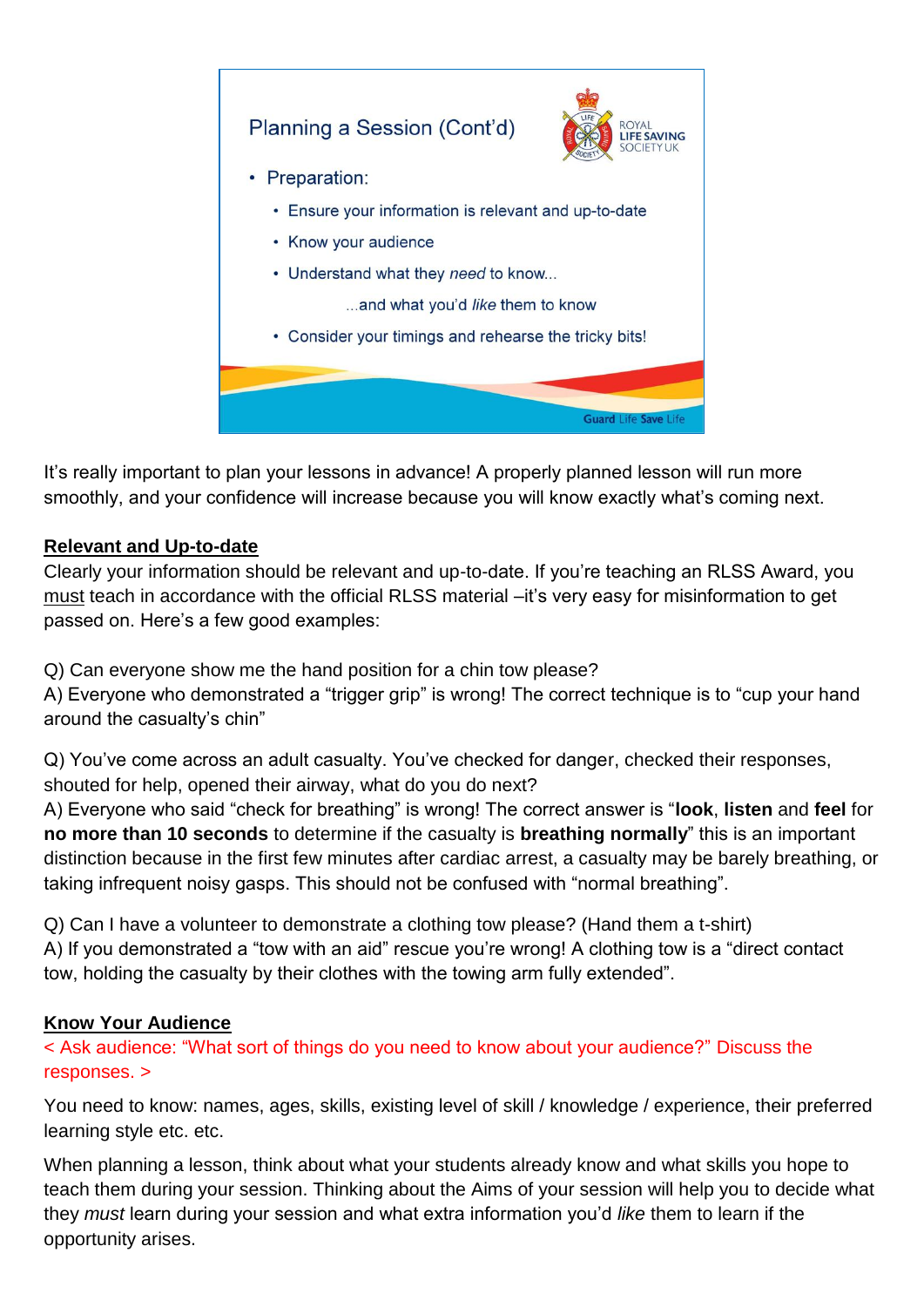## Planning a Session (Cont'd)

- Preparation:
  - Ensure your information is relevant and up-to-date
  - Know your audience
  - Understand what they *need* to know...

    ...and what you'd *like* them to know
  - Consider your timings and rehearse the tricky bits!

Guard Life Save Life

It's really important to plan your lessons in advance! A properly planned lesson will run more smoothly, and your confidence will increase because you will know exactly what's coming next.

**Relevant and Up-to-date**

Clearly your information should be relevant and up-to-date. If you're teaching an RLSS Award, you must teach in accordance with the official RLSS material –it's very easy for misinformation to get passed on. Here's a few good examples:

Q) Can everyone show me the hand position for a chin tow please?
A) Everyone who demonstrated a "trigger grip" is wrong! The correct technique is to "cup your hand around the casualty's chin"

Q) You've come across an adult casualty. You've checked for danger, checked their responses, shouted for help, opened their airway, what do you do next?
A) Everyone who said "check for breathing" is wrong! The correct answer is "**look**, **listen** and **feel** for **no more than 10 seconds** to determine if the casualty is **breathing normally**" this is an important distinction because in the first few minutes after cardiac arrest, a casualty may be barely breathing, or taking infrequent noisy gasps. This should not be confused with "normal breathing".

Q) Can I have a volunteer to demonstrate a clothing tow please? (Hand them a t-shirt)
A) If you demonstrated a "tow with an aid" rescue you're wrong! A clothing tow is a "direct contact tow, holding the casualty by their clothes with the towing arm fully extended".

**Know Your Audience**

< Ask audience: "What sort of things do you need to know about your audience?" Discuss the responses. >

You need to know: names, ages, skills, existing level of skill / knowledge / experience, their preferred learning style etc. etc.

When planning a lesson, think about what your students already know and what skills you hope to teach them during your session. Thinking about the Aims of your session will help you to decide what they *must* learn during your session and what extra information you'd *like* them to learn if the opportunity arises.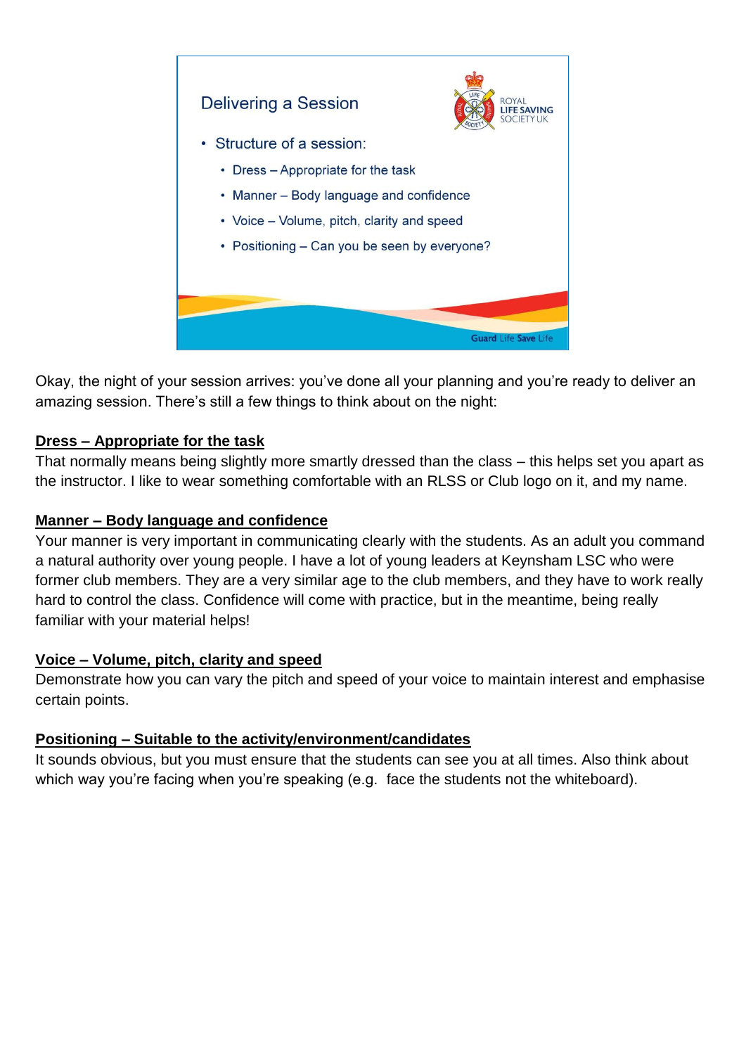## Delivering a Session

- Structure of a session:
  - Dress – Appropriate for the task
  - Manner – Body language and confidence
  - Voice – Volume, pitch, clarity and speed
  - Positioning – Can you be seen by everyone?

Guard Life Save Life

Okay, the night of your session arrives: you've done all your planning and you're ready to deliver an amazing session. There's still a few things to think about on the night:

**Dress – Appropriate for the task**

That normally means being slightly more smartly dressed than the class – this helps set you apart as the instructor. I like to wear something comfortable with an RLSS or Club logo on it, and my name.

**Manner – Body language and confidence**

Your manner is very important in communicating clearly with the students. As an adult you command a natural authority over young people. I have a lot of young leaders at Keynsham LSC who were former club members. They are a very similar age to the club members, and they have to work really hard to control the class. Confidence will come with practice, but in the meantime, being really familiar with your material helps!

**Voice – Volume, pitch, clarity and speed**

Demonstrate how you can vary the pitch and speed of your voice to maintain interest and emphasise certain points.

**Positioning – Suitable to the activity/environment/candidates**

It sounds obvious, but you must ensure that the students can see you at all times. Also think about which way you're facing when you're speaking (e.g. face the students not the whiteboard).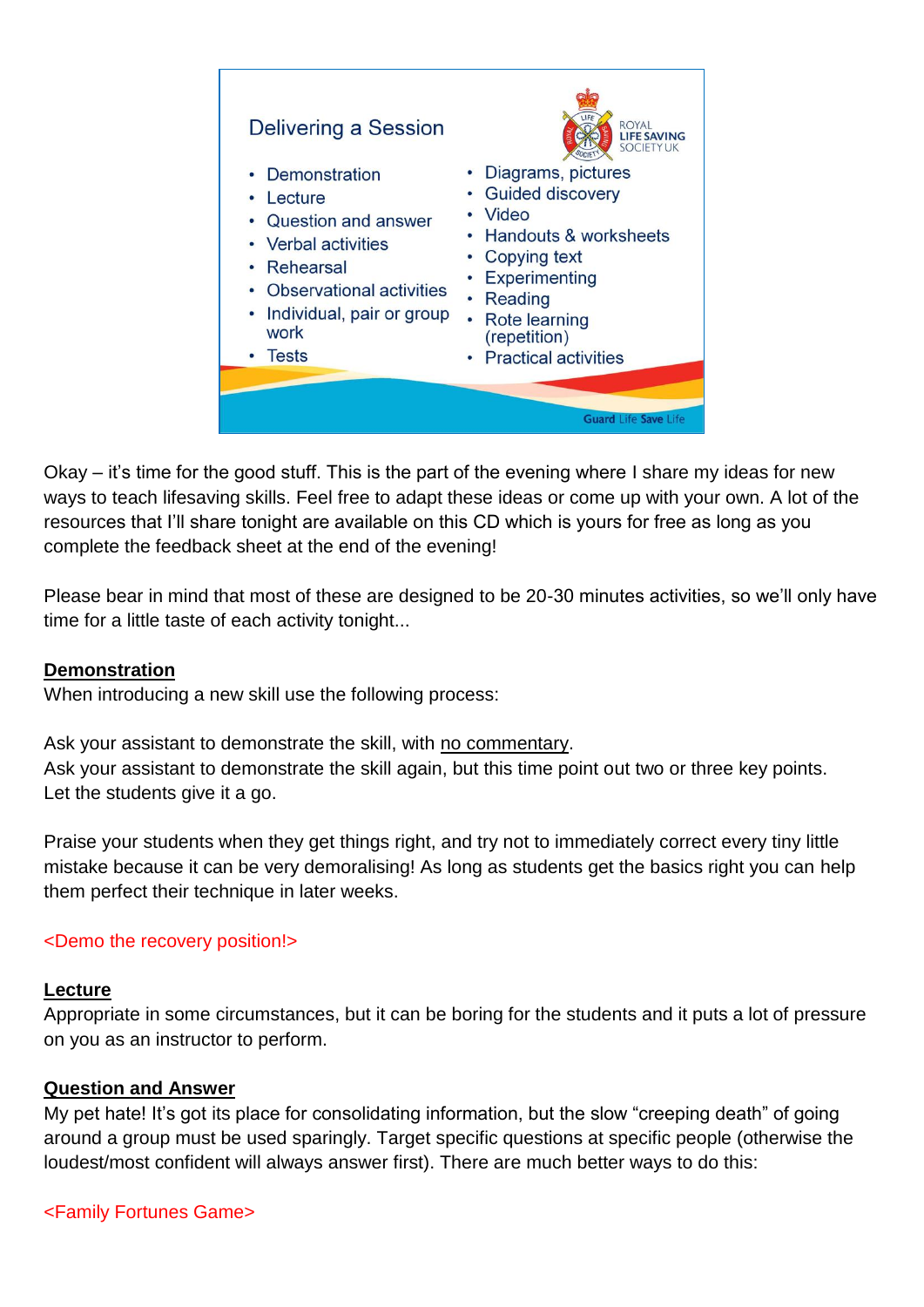## Delivering a Session

ROYAL LIFE SAVING SOCIETY UK

- Demonstration
- Lecture
- Question and answer
- Verbal activities
- Rehearsal
- Observational activities
- Individual, pair or group work
- Tests
- Diagrams, pictures
- Guided discovery
- Video
- Handouts & worksheets
- Copying text
- Experimenting
- Reading
- Rote learning (repetition)
- Practical activities

Guard Life Save Life

Okay – it's time for the good stuff. This is the part of the evening where I share my ideas for new ways to teach lifesaving skills. Feel free to adapt these ideas or come up with your own. A lot of the resources that I'll share tonight are available on this CD which is yours for free as long as you complete the feedback sheet at the end of the evening!

Please bear in mind that most of these are designed to be 20-30 minutes activities, so we'll only have time for a little taste of each activity tonight...

**Demonstration**

When introducing a new skill use the following process:

Ask your assistant to demonstrate the skill, with no commentary.
Ask your assistant to demonstrate the skill again, but this time point out two or three key points.
Let the students give it a go.

Praise your students when they get things right, and try not to immediately correct every tiny little mistake because it can be very demoralising! As long as students get the basics right you can help them perfect their technique in later weeks.

<Demo the recovery position!>

**Lecture**

Appropriate in some circumstances, but it can be boring for the students and it puts a lot of pressure on you as an instructor to perform.

**Question and Answer**

My pet hate! It's got its place for consolidating information, but the slow "creeping death" of going around a group must be used sparingly. Target specific questions at specific people (otherwise the loudest/most confident will always answer first). There are much better ways to do this:

<Family Fortunes Game>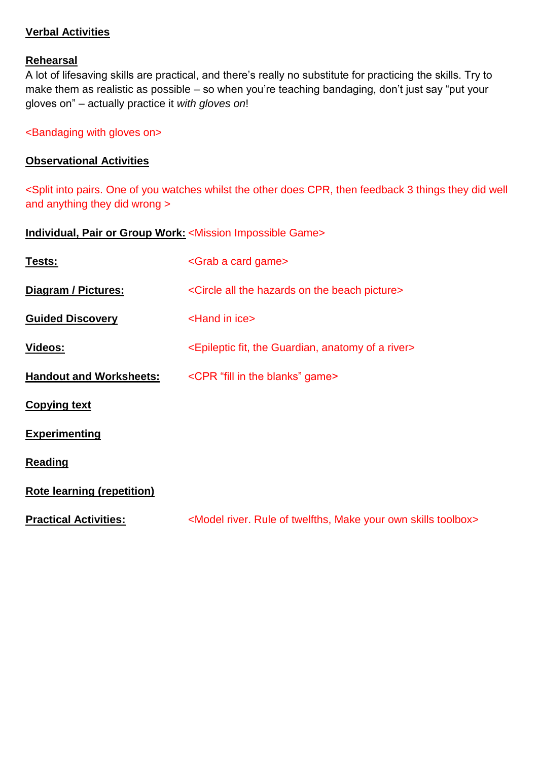**Verbal Activities**

**Rehearsal**

A lot of lifesaving skills are practical, and there's really no substitute for practicing the skills. Try to make them as realistic as possible – so when you're teaching bandaging, don't just say "put your gloves on" – actually practice it *with gloves on*!

<Bandaging with gloves on>

**Observational Activities**

<Split into pairs. One of you watches whilst the other does CPR, then feedback 3 things they did well and anything they did wrong >

**Individual, Pair or Group Work:** <Mission Impossible Game>

**Tests:** <Grab a card game>

**Diagram / Pictures:** <Circle all the hazards on the beach picture>

**Guided Discovery** <Hand in ice>

**Videos:** <Epileptic fit, the Guardian, anatomy of a river>

**Handout and Worksheets:** <CPR "fill in the blanks" game>

**Copying text**

**Experimenting**

**Reading**

**Rote learning (repetition)**

**Practical Activities:** <Model river. Rule of twelfths, Make your own skills toolbox>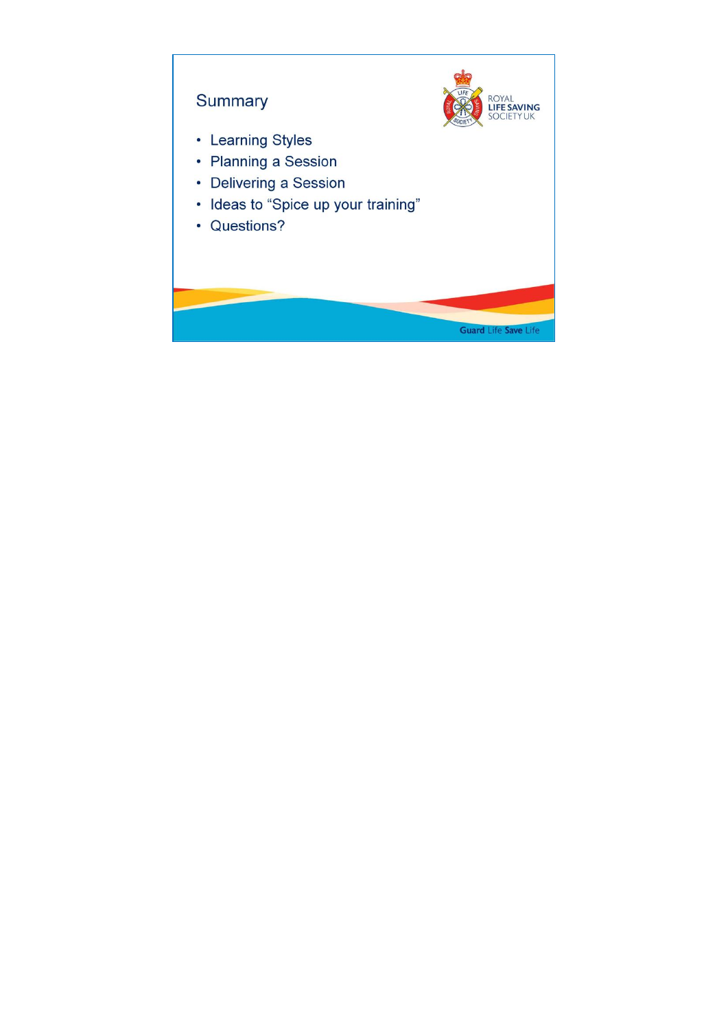## Summary

- Learning Styles
- Planning a Session
- Delivering a Session
- Ideas to "Spice up your training"
- Questions?